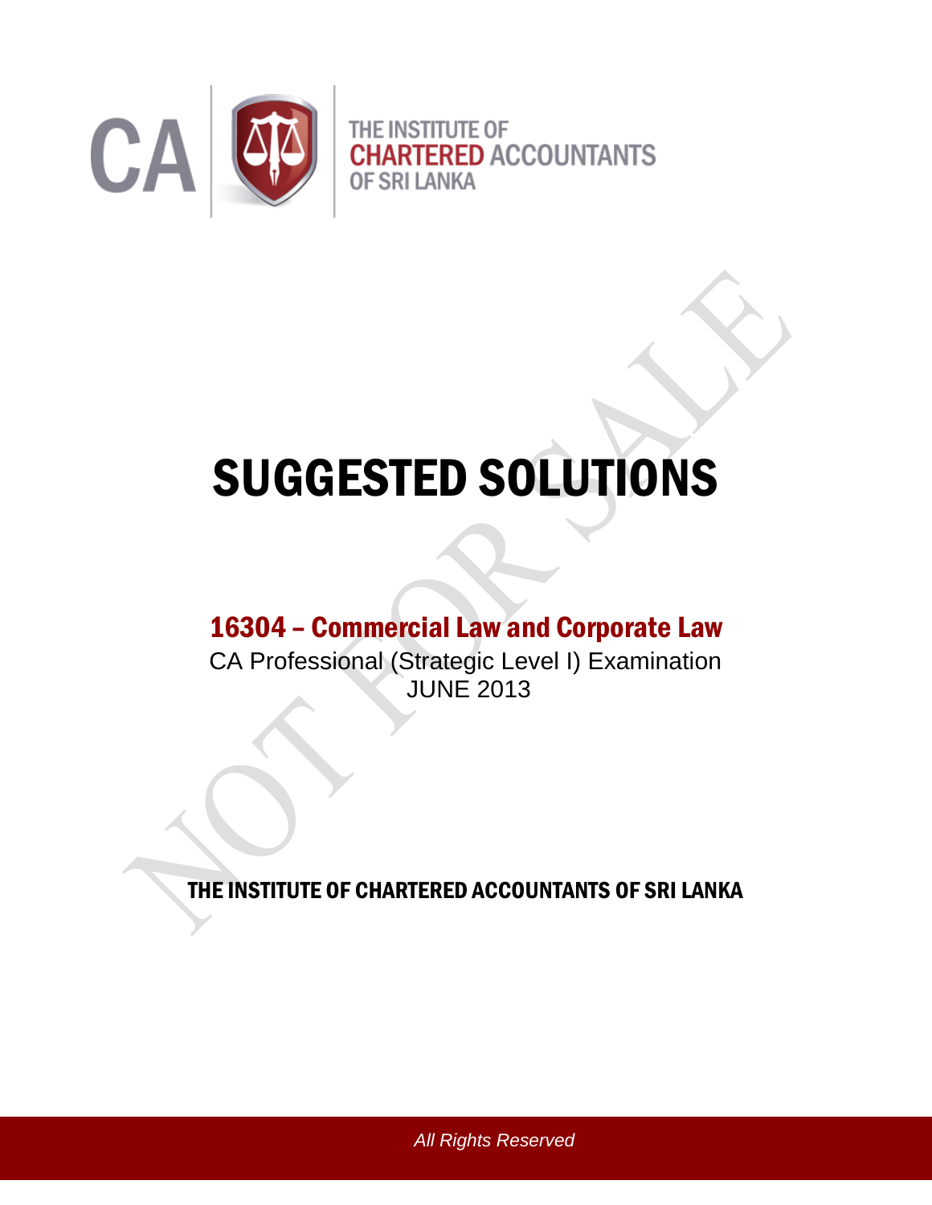CA

THE INSTITUTE OF
CHARTERED ACCOUNTANTS
OF SRI LANKA

# SUGGESTED SOLUTIONS

## 16304 – Commercial Law and Corporate Law

CA Professional (Strategic Level I) Examination
JUNE 2013

**THE INSTITUTE OF CHARTERED ACCOUNTANTS OF SRI LANKA**

*All Rights Reserved*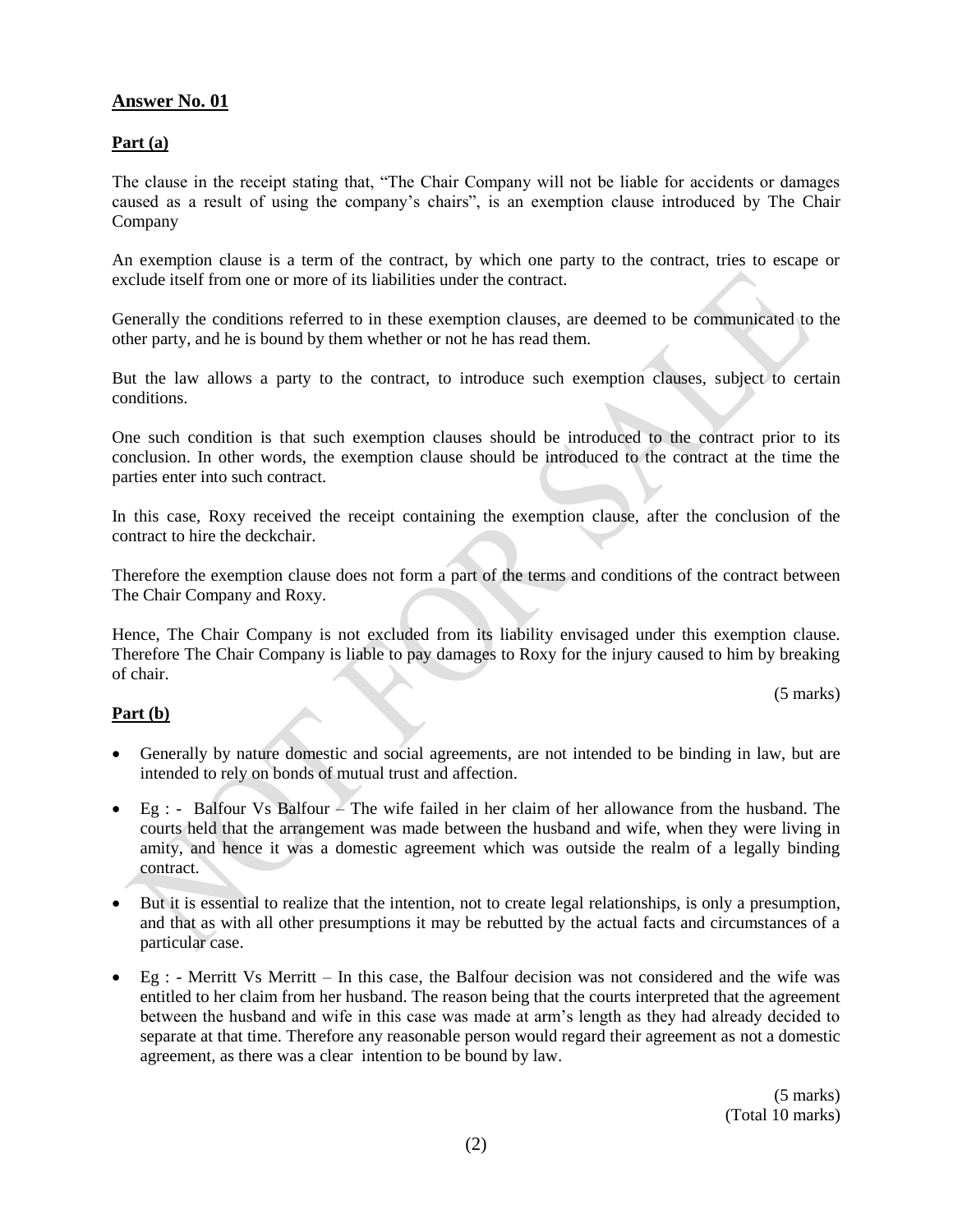## Answer No. 01

### Part (a)

The clause in the receipt stating that, "The Chair Company will not be liable for accidents or damages caused as a result of using the company's chairs", is an exemption clause introduced by The Chair Company

An exemption clause is a term of the contract, by which one party to the contract, tries to escape or exclude itself from one or more of its liabilities under the contract.

Generally the conditions referred to in these exemption clauses, are deemed to be communicated to the other party, and he is bound by them whether or not he has read them.

But the law allows a party to the contract, to introduce such exemption clauses, subject to certain conditions.

One such condition is that such exemption clauses should be introduced to the contract prior to its conclusion. In other words, the exemption clause should be introduced to the contract at the time the parties enter into such contract.

In this case, Roxy received the receipt containing the exemption clause, after the conclusion of the contract to hire the deckchair.

Therefore the exemption clause does not form a part of the terms and conditions of the contract between The Chair Company and Roxy.

Hence, The Chair Company is not excluded from its liability envisaged under this exemption clause. Therefore The Chair Company is liable to pay damages to Roxy for the injury caused to him by breaking of chair.

(5 marks)

### Part (b)

- Generally by nature domestic and social agreements, are not intended to be binding in law, but are intended to rely on bonds of mutual trust and affection.
- Eg : - Balfour Vs Balfour – The wife failed in her claim of her allowance from the husband. The courts held that the arrangement was made between the husband and wife, when they were living in amity, and hence it was a domestic agreement which was outside the realm of a legally binding contract.
- But it is essential to realize that the intention, not to create legal relationships, is only a presumption, and that as with all other presumptions it may be rebutted by the actual facts and circumstances of a particular case.
- Eg : - Merritt Vs Merritt – In this case, the Balfour decision was not considered and the wife was entitled to her claim from her husband. The reason being that the courts interpreted that the agreement between the husband and wife in this case was made at arm's length as they had already decided to separate at that time. Therefore any reasonable person would regard their agreement as not a domestic agreement, as there was a clear intention to be bound by law.

(5 marks)
(Total 10 marks)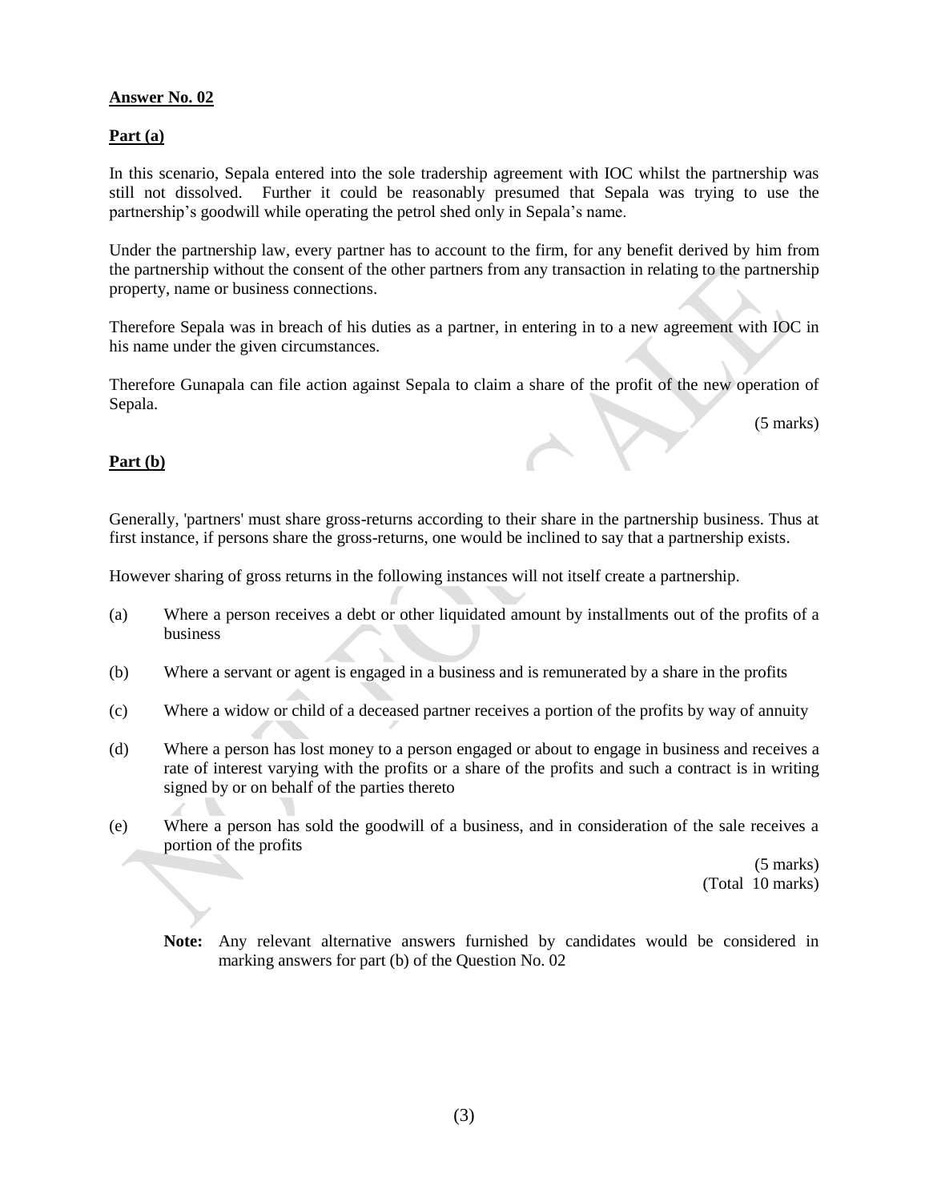**Answer No. 02**

**Part (a)**

In this scenario, Sepala entered into the sole tradership agreement with IOC whilst the partnership was still not dissolved. Further it could be reasonably presumed that Sepala was trying to use the partnership's goodwill while operating the petrol shed only in Sepala's name.

Under the partnership law, every partner has to account to the firm, for any benefit derived by him from the partnership without the consent of the other partners from any transaction in relating to the partnership property, name or business connections.

Therefore Sepala was in breach of his duties as a partner, in entering in to a new agreement with IOC in his name under the given circumstances.

Therefore Gunapala can file action against Sepala to claim a share of the profit of the new operation of Sepala.

(5 marks)

**Part (b)**

Generally, 'partners' must share gross-returns according to their share in the partnership business. Thus at first instance, if persons share the gross-returns, one would be inclined to say that a partnership exists.

However sharing of gross returns in the following instances will not itself create a partnership.

(a) Where a person receives a debt or other liquidated amount by installments out of the profits of a business

(b) Where a servant or agent is engaged in a business and is remunerated by a share in the profits

(c) Where a widow or child of a deceased partner receives a portion of the profits by way of annuity

(d) Where a person has lost money to a person engaged or about to engage in business and receives a rate of interest varying with the profits or a share of the profits and such a contract is in writing signed by or on behalf of the parties thereto

(e) Where a person has sold the goodwill of a business, and in consideration of the sale receives a portion of the profits

(5 marks)
(Total 10 marks)

**Note:** Any relevant alternative answers furnished by candidates would be considered in marking answers for part (b) of the Question No. 02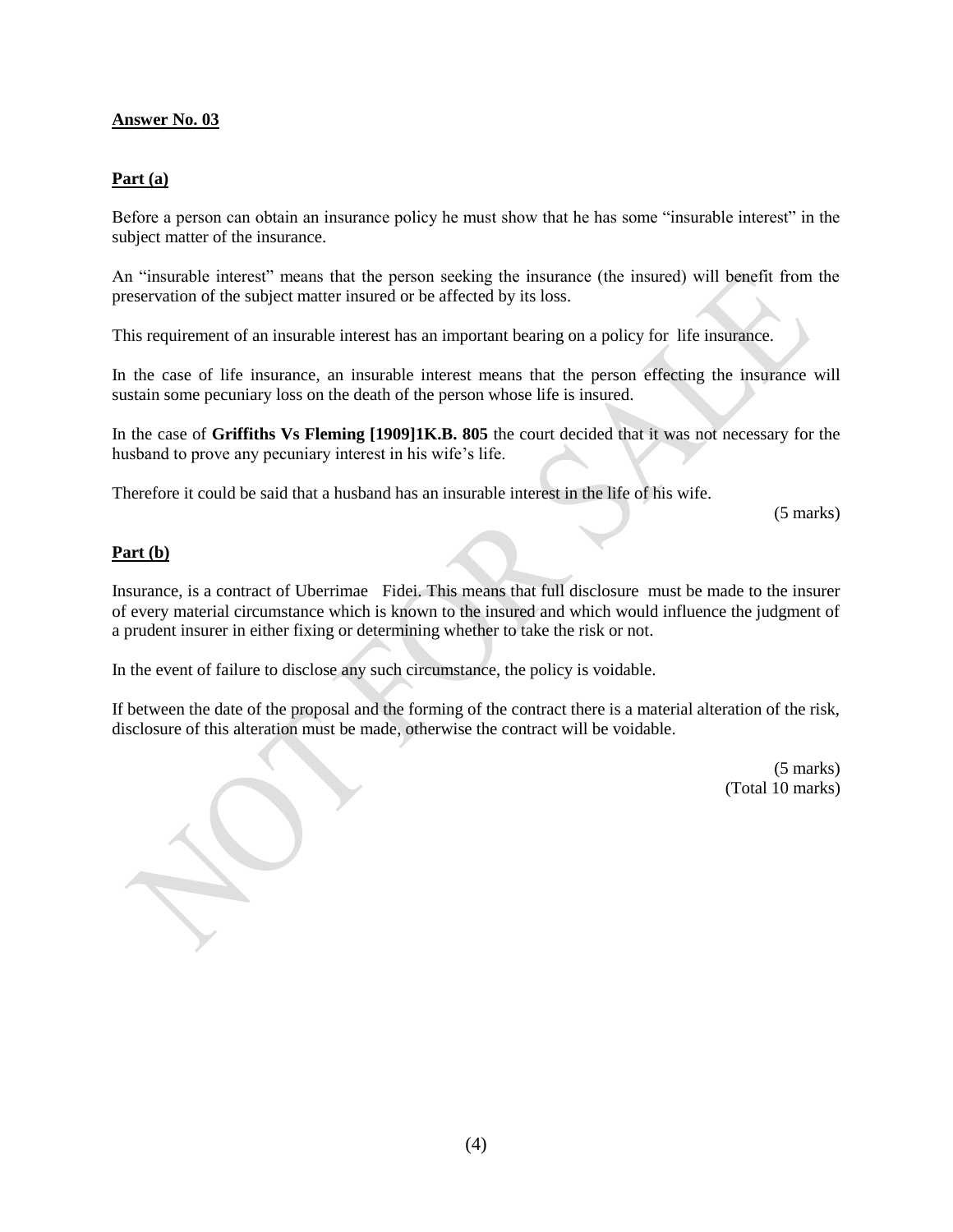**Answer No. 03**

**Part (a)**

Before a person can obtain an insurance policy he must show that he has some "insurable interest" in the subject matter of the insurance.

An "insurable interest" means that the person seeking the insurance (the insured) will benefit from the preservation of the subject matter insured or be affected by its loss.

This requirement of an insurable interest has an important bearing on a policy for life insurance.

In the case of life insurance, an insurable interest means that the person effecting the insurance will sustain some pecuniary loss on the death of the person whose life is insured.

In the case of **Griffiths Vs Fleming [1909]1K.B. 805** the court decided that it was not necessary for the husband to prove any pecuniary interest in his wife's life.

Therefore it could be said that a husband has an insurable interest in the life of his wife.

(5 marks)

**Part (b)**

Insurance, is a contract of Uberrimae Fidei. This means that full disclosure must be made to the insurer of every material circumstance which is known to the insured and which would influence the judgment of a prudent insurer in either fixing or determining whether to take the risk or not.

In the event of failure to disclose any such circumstance, the policy is voidable.

If between the date of the proposal and the forming of the contract there is a material alteration of the risk, disclosure of this alteration must be made, otherwise the contract will be voidable.

(5 marks)
(Total 10 marks)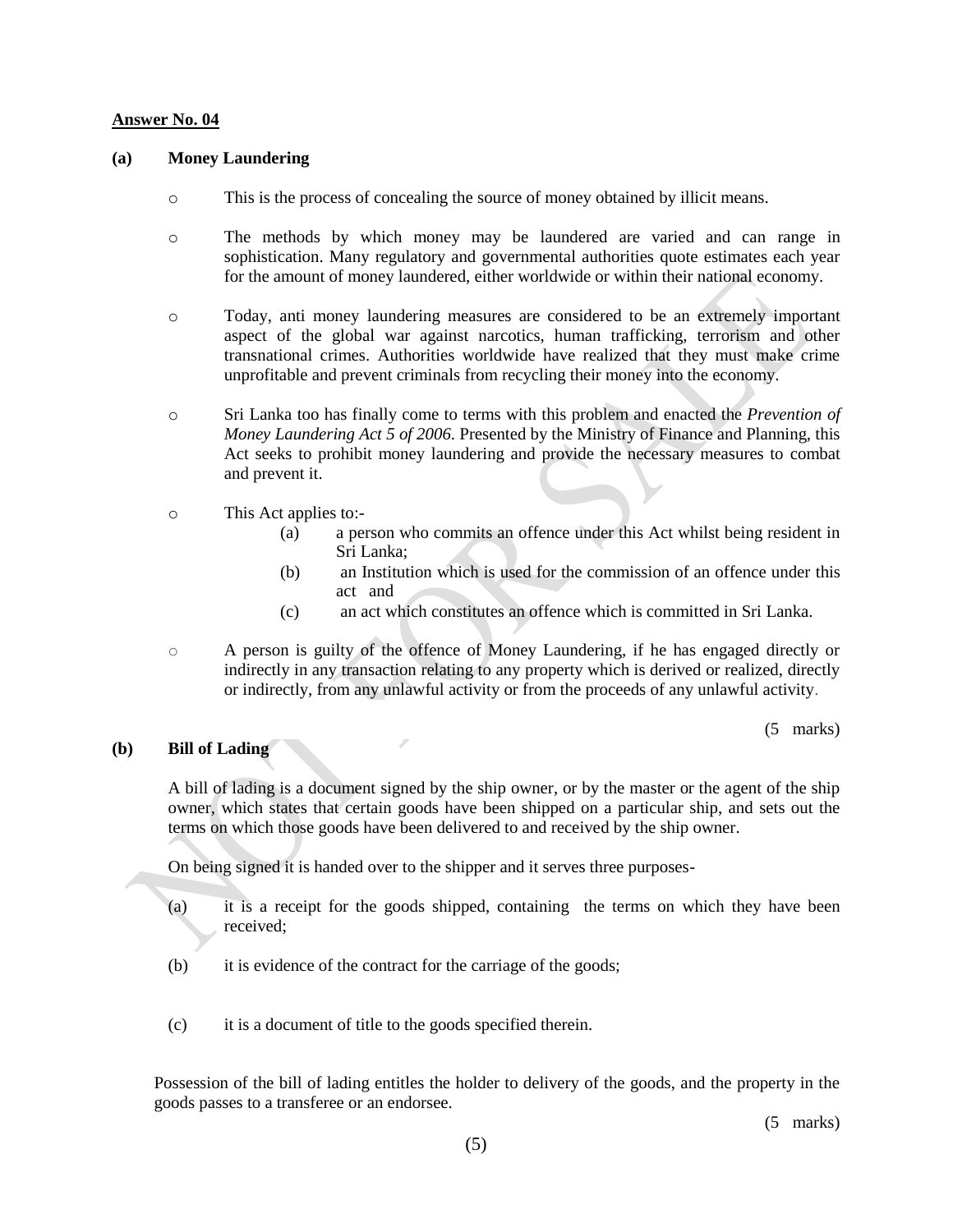**Answer No. 04**

**(a) Money Laundering**

- This is the process of concealing the source of money obtained by illicit means.

- The methods by which money may be laundered are varied and can range in sophistication. Many regulatory and governmental authorities quote estimates each year for the amount of money laundered, either worldwide or within their national economy.

- Today, anti money laundering measures are considered to be an extremely important aspect of the global war against narcotics, human trafficking, terrorism and other transnational crimes. Authorities worldwide have realized that they must make crime unprofitable and prevent criminals from recycling their money into the economy.

- Sri Lanka too has finally come to terms with this problem and enacted the *Prevention of Money Laundering Act 5 of 2006*. Presented by the Ministry of Finance and Planning, this Act seeks to prohibit money laundering and provide the necessary measures to combat and prevent it.

- This Act applies to:-
  - (a) a person who commits an offence under this Act whilst being resident in Sri Lanka;
  - (b) an Institution which is used for the commission of an offence under this act and
  - (c) an act which constitutes an offence which is committed in Sri Lanka.

- A person is guilty of the offence of Money Laundering, if he has engaged directly or indirectly in any transaction relating to any property which is derived or realized, directly or indirectly, from any unlawful activity or from the proceeds of any unlawful activity.

(5 marks)

**(b) Bill of Lading**

A bill of lading is a document signed by the ship owner, or by the master or the agent of the ship owner, which states that certain goods have been shipped on a particular ship, and sets out the terms on which those goods have been delivered to and received by the ship owner.

On being signed it is handed over to the shipper and it serves three purposes-

(a) it is a receipt for the goods shipped, containing the terms on which they have been received;

(b) it is evidence of the contract for the carriage of the goods;

(c) it is a document of title to the goods specified therein.

Possession of the bill of lading entitles the holder to delivery of the goods, and the property in the goods passes to a transferee or an endorsee.

(5 marks)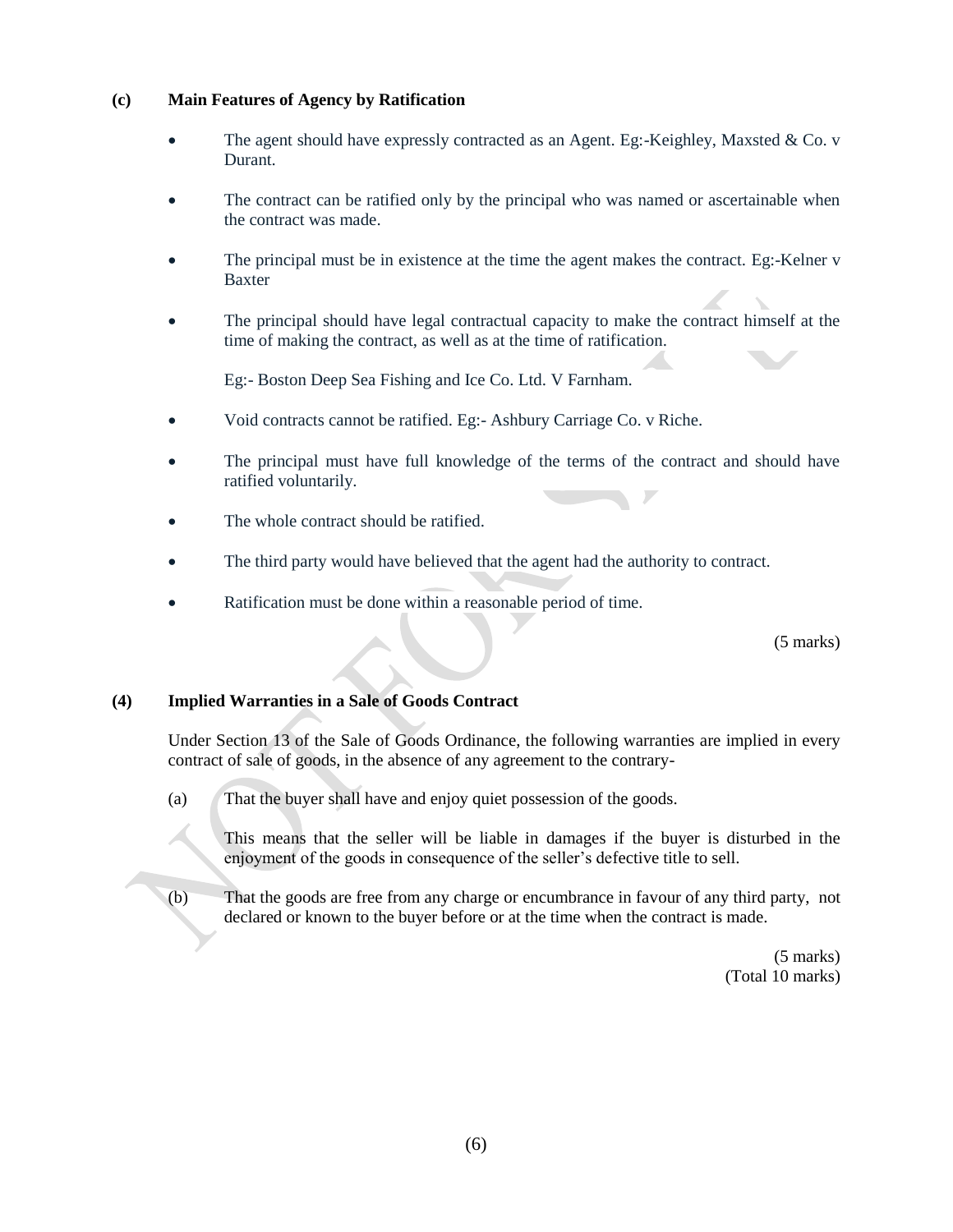**(c) Main Features of Agency by Ratification**

- The agent should have expressly contracted as an Agent. Eg:-Keighley, Maxsted & Co. v Durant.
- The contract can be ratified only by the principal who was named or ascertainable when the contract was made.
- The principal must be in existence at the time the agent makes the contract. Eg:-Kelner v Baxter
- The principal should have legal contractual capacity to make the contract himself at the time of making the contract, as well as at the time of ratification.

  Eg:- Boston Deep Sea Fishing and Ice Co. Ltd. V Farnham.
- Void contracts cannot be ratified. Eg:- Ashbury Carriage Co. v Riche.
- The principal must have full knowledge of the terms of the contract and should have ratified voluntarily.
- The whole contract should be ratified.
- The third party would have believed that the agent had the authority to contract.
- Ratification must be done within a reasonable period of time.

(5 marks)

**(4) Implied Warranties in a Sale of Goods Contract**

Under Section 13 of the Sale of Goods Ordinance, the following warranties are implied in every contract of sale of goods, in the absence of any agreement to the contrary-

(a) That the buyer shall have and enjoy quiet possession of the goods.

This means that the seller will be liable in damages if the buyer is disturbed in the enjoyment of the goods in consequence of the seller's defective title to sell.

(b) That the goods are free from any charge or encumbrance in favour of any third party, not declared or known to the buyer before or at the time when the contract is made.

(5 marks)
(Total 10 marks)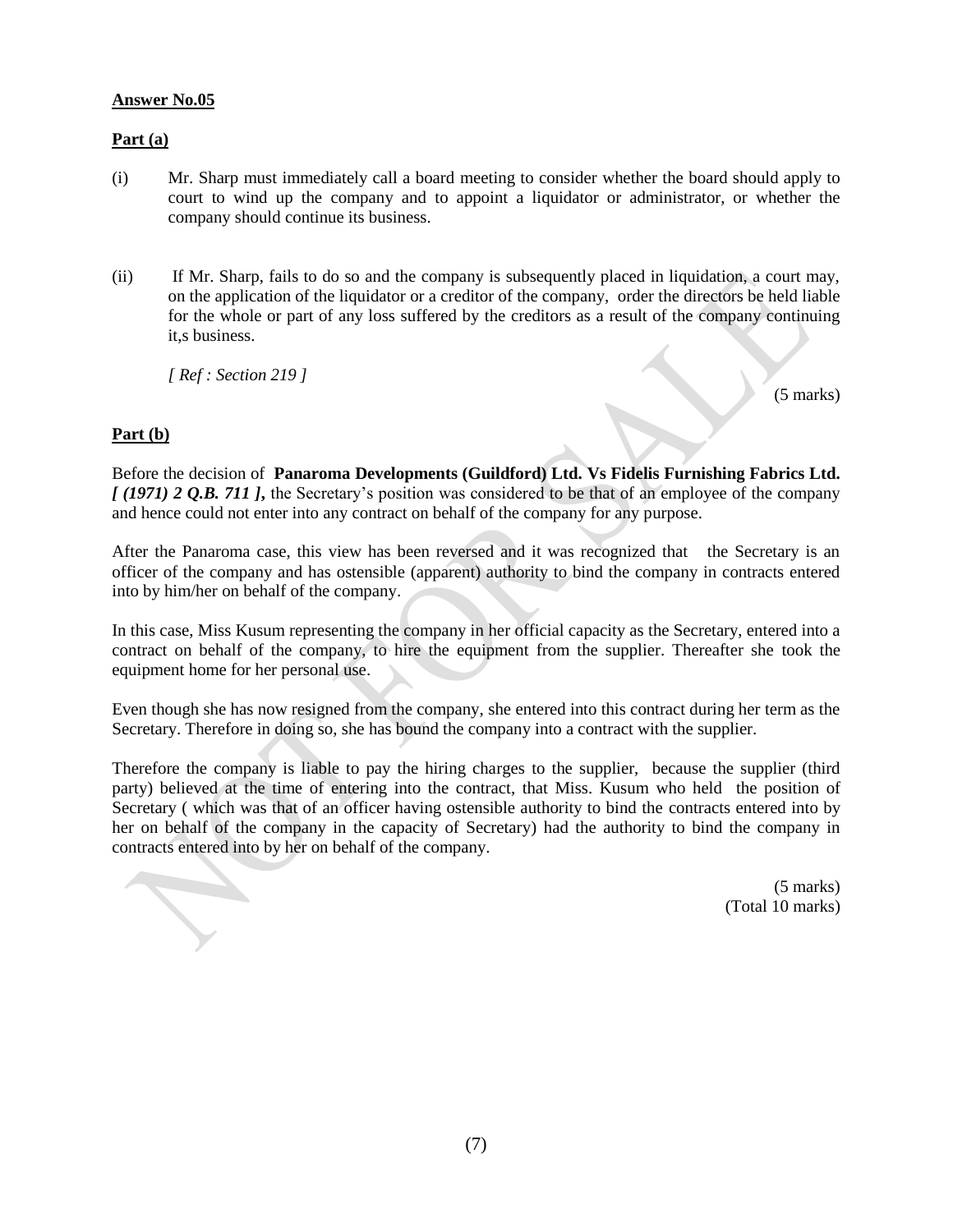**Answer No.05**

**Part (a)**

(i) Mr. Sharp must immediately call a board meeting to consider whether the board should apply to court to wind up the company and to appoint a liquidator or administrator, or whether the company should continue its business.

(ii) If Mr. Sharp, fails to do so and the company is subsequently placed in liquidation, a court may, on the application of the liquidator or a creditor of the company, order the directors be held liable for the whole or part of any loss suffered by the creditors as a result of the company continuing it,s business.

*[ Ref : Section 219 ]*

(5 marks)

**Part (b)**

Before the decision of **Panaroma Developments (Guildford) Ltd. Vs Fidelis Furnishing Fabrics Ltd.** ***[ (1971) 2 Q.B. 711 ],*** the Secretary's position was considered to be that of an employee of the company and hence could not enter into any contract on behalf of the company for any purpose.

After the Panaroma case, this view has been reversed and it was recognized that the Secretary is an officer of the company and has ostensible (apparent) authority to bind the company in contracts entered into by him/her on behalf of the company.

In this case, Miss Kusum representing the company in her official capacity as the Secretary, entered into a contract on behalf of the company, to hire the equipment from the supplier. Thereafter she took the equipment home for her personal use.

Even though she has now resigned from the company, she entered into this contract during her term as the Secretary. Therefore in doing so, she has bound the company into a contract with the supplier.

Therefore the company is liable to pay the hiring charges to the supplier, because the supplier (third party) believed at the time of entering into the contract, that Miss. Kusum who held the position of Secretary ( which was that of an officer having ostensible authority to bind the contracts entered into by her on behalf of the company in the capacity of Secretary) had the authority to bind the company in contracts entered into by her on behalf of the company.

(5 marks)
(Total 10 marks)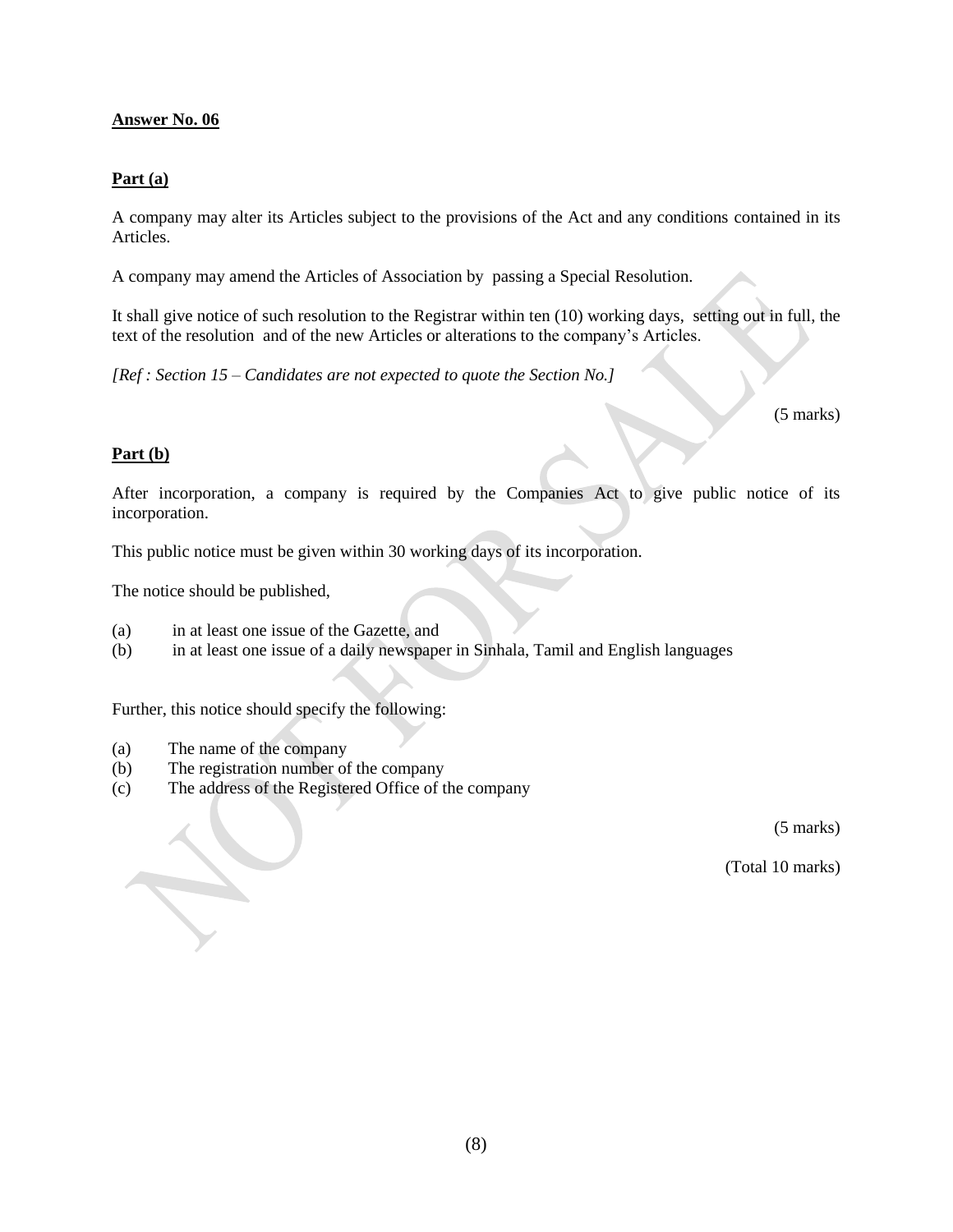**Answer No. 06**

**Part (a)**

A company may alter its Articles subject to the provisions of the Act and any conditions contained in its Articles.

A company may amend the Articles of Association by passing a Special Resolution.

It shall give notice of such resolution to the Registrar within ten (10) working days, setting out in full, the text of the resolution and of the new Articles or alterations to the company's Articles.

*[Ref : Section 15 – Candidates are not expected to quote the Section No.]*

(5 marks)

**Part (b)**

After incorporation, a company is required by the Companies Act to give public notice of its incorporation.

This public notice must be given within 30 working days of its incorporation.

The notice should be published,

(a) in at least one issue of the Gazette, and
(b) in at least one issue of a daily newspaper in Sinhala, Tamil and English languages

Further, this notice should specify the following:

(a) The name of the company
(b) The registration number of the company
(c) The address of the Registered Office of the company

(5 marks)

(Total 10 marks)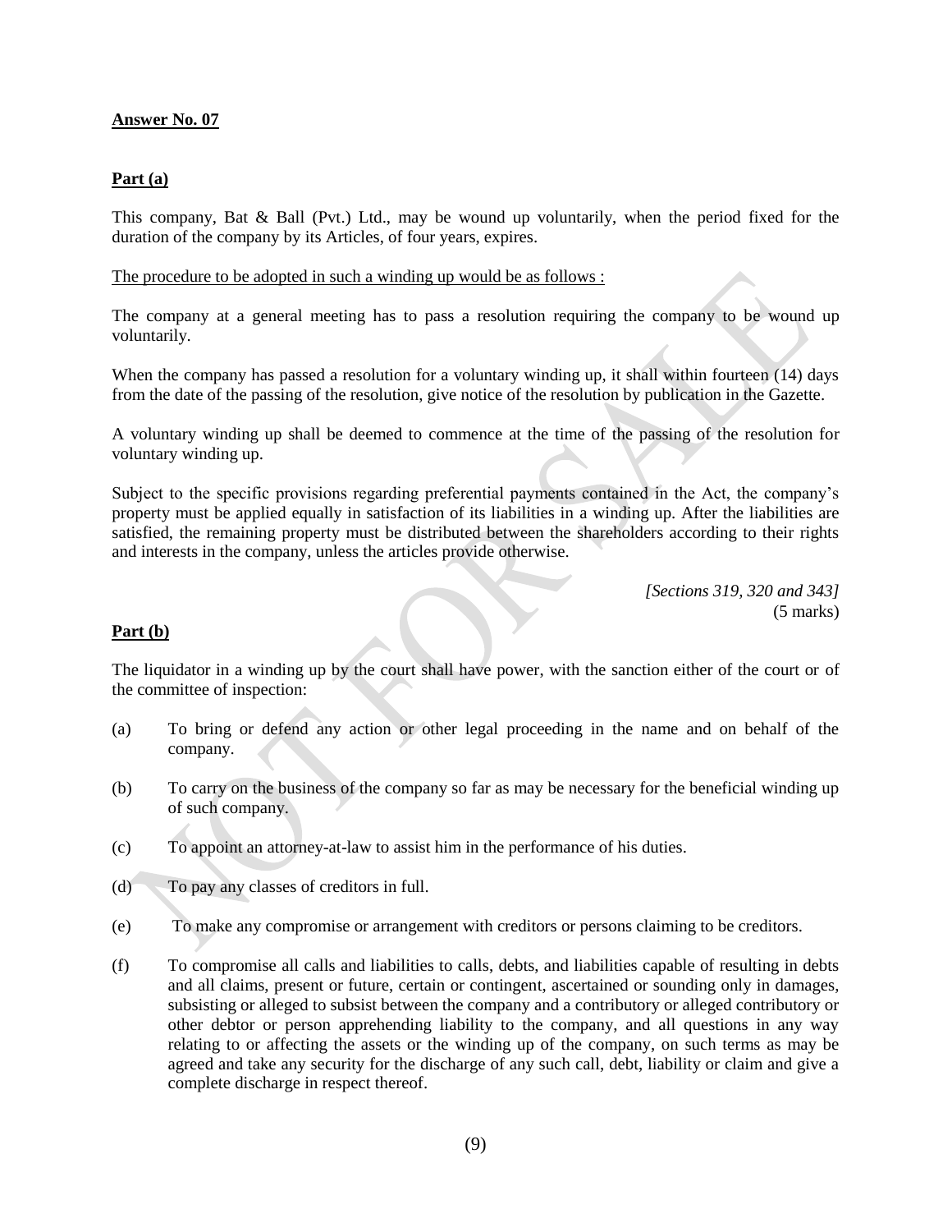**Answer No. 07**

**Part (a)**

This company, Bat & Ball (Pvt.) Ltd., may be wound up voluntarily, when the period fixed for the duration of the company by its Articles, of four years, expires.

The procedure to be adopted in such a winding up would be as follows :

The company at a general meeting has to pass a resolution requiring the company to be wound up voluntarily.

When the company has passed a resolution for a voluntary winding up, it shall within fourteen (14) days from the date of the passing of the resolution, give notice of the resolution by publication in the Gazette.

A voluntary winding up shall be deemed to commence at the time of the passing of the resolution for voluntary winding up.

Subject to the specific provisions regarding preferential payments contained in the Act, the company's property must be applied equally in satisfaction of its liabilities in a winding up. After the liabilities are satisfied, the remaining property must be distributed between the shareholders according to their rights and interests in the company, unless the articles provide otherwise.

*[Sections 319, 320 and 343]*
(5 marks)

**Part (b)**

The liquidator in a winding up by the court shall have power, with the sanction either of the court or of the committee of inspection:

(a) To bring or defend any action or other legal proceeding in the name and on behalf of the company.

(b) To carry on the business of the company so far as may be necessary for the beneficial winding up of such company.

(c) To appoint an attorney-at-law to assist him in the performance of his duties.

(d) To pay any classes of creditors in full.

(e) To make any compromise or arrangement with creditors or persons claiming to be creditors.

(f) To compromise all calls and liabilities to calls, debts, and liabilities capable of resulting in debts and all claims, present or future, certain or contingent, ascertained or sounding only in damages, subsisting or alleged to subsist between the company and a contributory or alleged contributory or other debtor or person apprehending liability to the company, and all questions in any way relating to or affecting the assets or the winding up of the company, on such terms as may be agreed and take any security for the discharge of any such call, debt, liability or claim and give a complete discharge in respect thereof.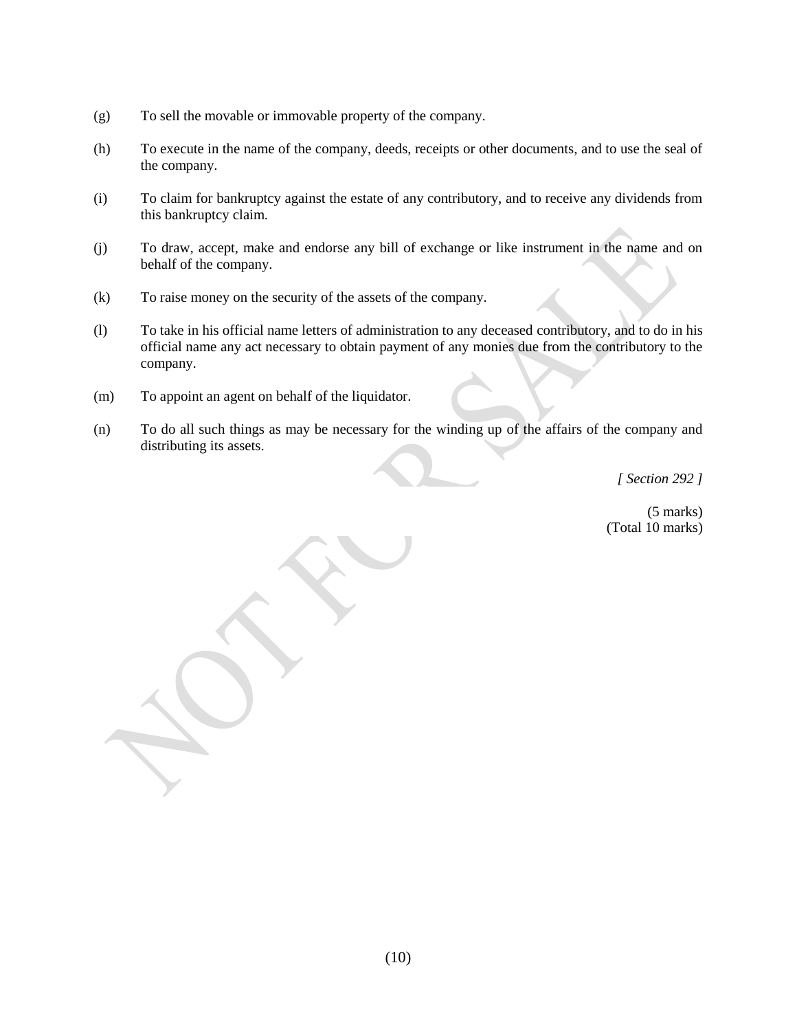(g) To sell the movable or immovable property of the company.

(h) To execute in the name of the company, deeds, receipts or other documents, and to use the seal of the company.

(i) To claim for bankruptcy against the estate of any contributory, and to receive any dividends from this bankruptcy claim.

(j) To draw, accept, make and endorse any bill of exchange or like instrument in the name and on behalf of the company.

(k) To raise money on the security of the assets of the company.

(l) To take in his official name letters of administration to any deceased contributory, and to do in his official name any act necessary to obtain payment of any monies due from the contributory to the company.

(m) To appoint an agent on behalf of the liquidator.

(n) To do all such things as may be necessary for the winding up of the affairs of the company and distributing its assets.

*[ Section 292 ]*

(5 marks)
(Total 10 marks)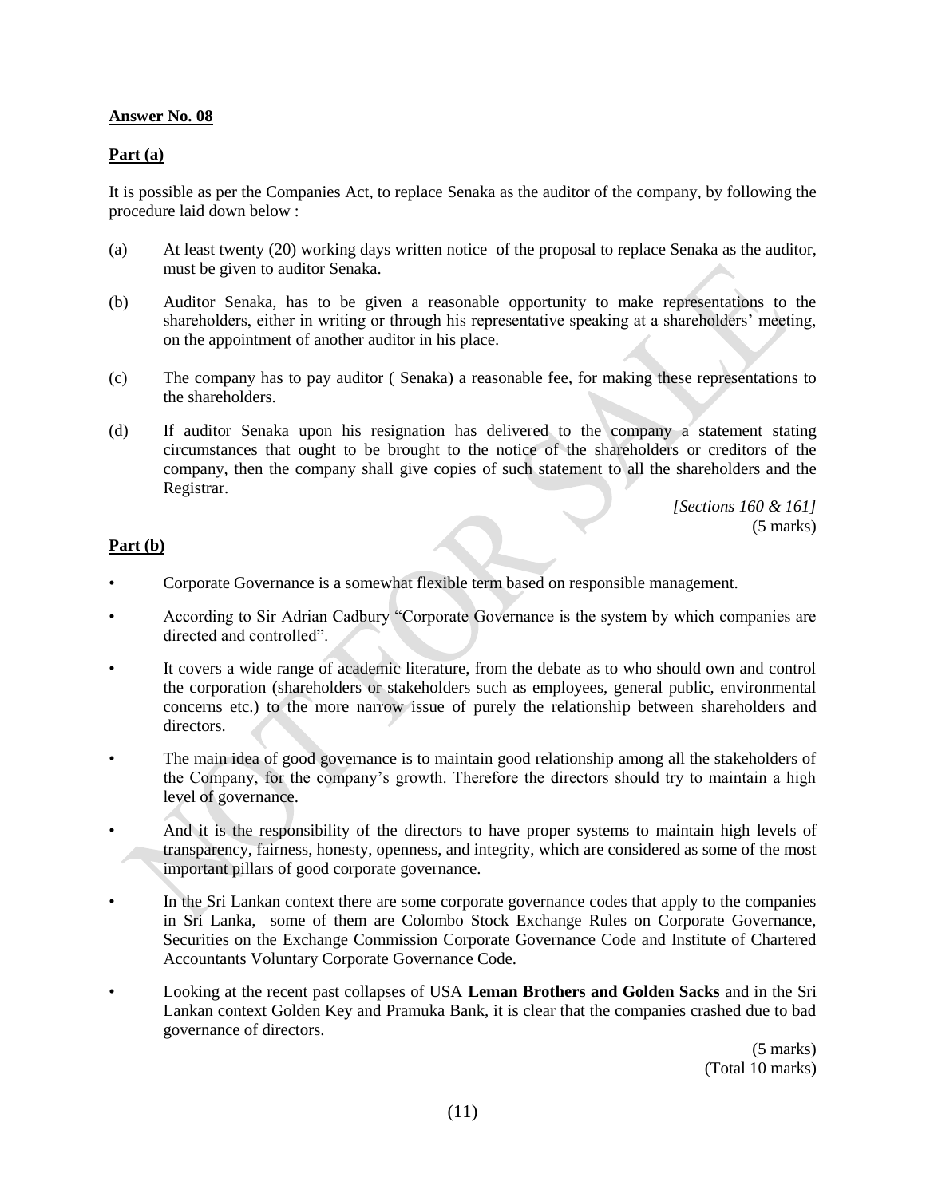**Answer No. 08**

**Part (a)**

It is possible as per the Companies Act, to replace Senaka as the auditor of the company, by following the procedure laid down below :

(a) At least twenty (20) working days written notice of the proposal to replace Senaka as the auditor, must be given to auditor Senaka.

(b) Auditor Senaka, has to be given a reasonable opportunity to make representations to the shareholders, either in writing or through his representative speaking at a shareholders' meeting, on the appointment of another auditor in his place.

(c) The company has to pay auditor ( Senaka) a reasonable fee, for making these representations to the shareholders.

(d) If auditor Senaka upon his resignation has delivered to the company a statement stating circumstances that ought to be brought to the notice of the shareholders or creditors of the company, then the company shall give copies of such statement to all the shareholders and the Registrar.

*[Sections 160 & 161]*

(5 marks)

**Part (b)**

- Corporate Governance is a somewhat flexible term based on responsible management.
- According to Sir Adrian Cadbury "Corporate Governance is the system by which companies are directed and controlled".
- It covers a wide range of academic literature, from the debate as to who should own and control the corporation (shareholders or stakeholders such as employees, general public, environmental concerns etc.) to the more narrow issue of purely the relationship between shareholders and directors.
- The main idea of good governance is to maintain good relationship among all the stakeholders of the Company, for the company's growth. Therefore the directors should try to maintain a high level of governance.
- And it is the responsibility of the directors to have proper systems to maintain high levels of transparency, fairness, honesty, openness, and integrity, which are considered as some of the most important pillars of good corporate governance.
- In the Sri Lankan context there are some corporate governance codes that apply to the companies in Sri Lanka, some of them are Colombo Stock Exchange Rules on Corporate Governance, Securities on the Exchange Commission Corporate Governance Code and Institute of Chartered Accountants Voluntary Corporate Governance Code.
- Looking at the recent past collapses of USA **Leman Brothers and Golden Sacks** and in the Sri Lankan context Golden Key and Pramuka Bank, it is clear that the companies crashed due to bad governance of directors.

(5 marks)

(Total 10 marks)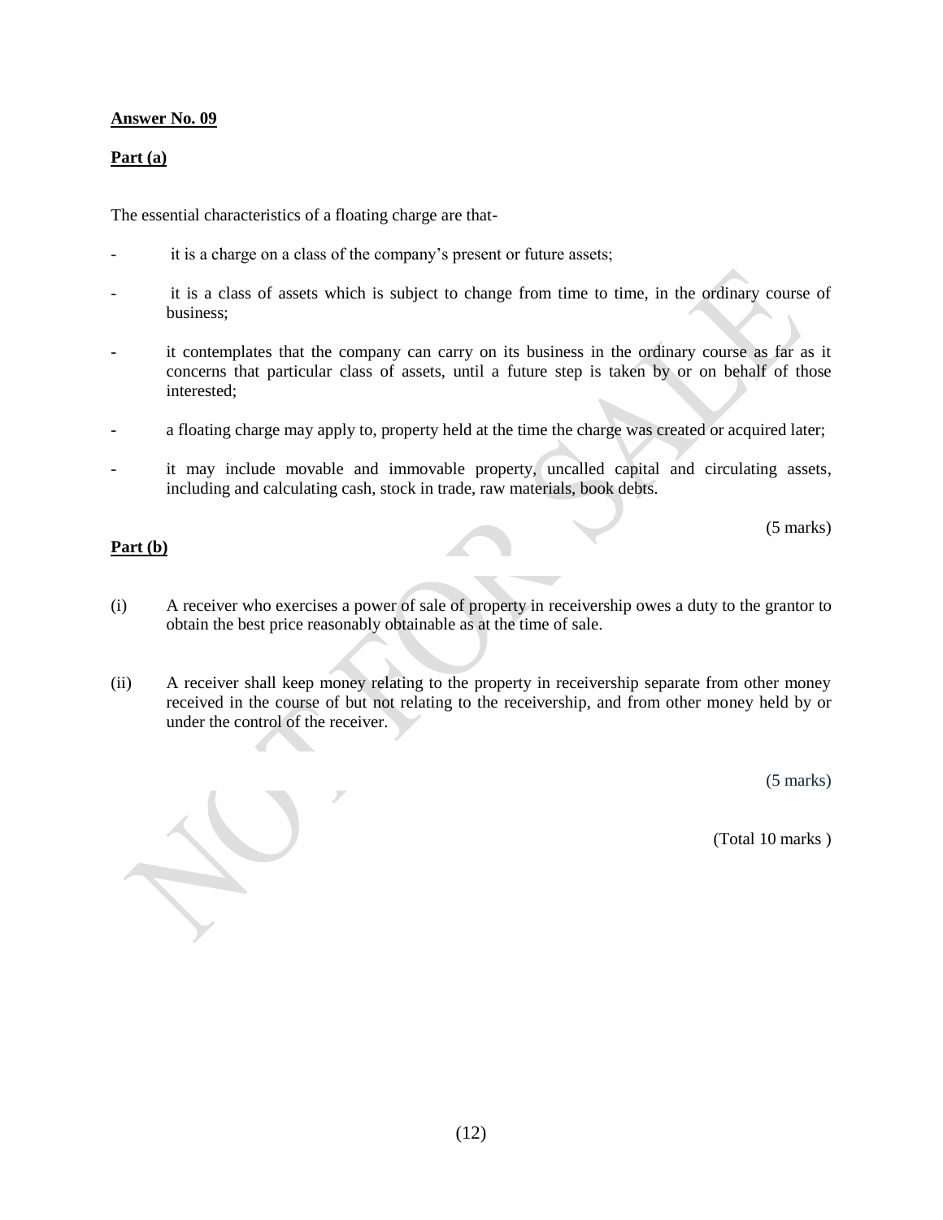**Answer No. 09**

**Part (a)**

The essential characteristics of a floating charge are that-

- it is a charge on a class of the company's present or future assets;
- it is a class of assets which is subject to change from time to time, in the ordinary course of business;
- it contemplates that the company can carry on its business in the ordinary course as far as it concerns that particular class of assets, until a future step is taken by or on behalf of those interested;
- a floating charge may apply to, property held at the time the charge was created or acquired later;
- it may include movable and immovable property, uncalled capital and circulating assets, including and calculating cash, stock in trade, raw materials, book debts.

(5 marks)

**Part (b)**

(i) A receiver who exercises a power of sale of property in receivership owes a duty to the grantor to obtain the best price reasonably obtainable as at the time of sale.

(ii) A receiver shall keep money relating to the property in receivership separate from other money received in the course of but not relating to the receivership, and from other money held by or under the control of the receiver.

(5 marks)

(Total 10 marks )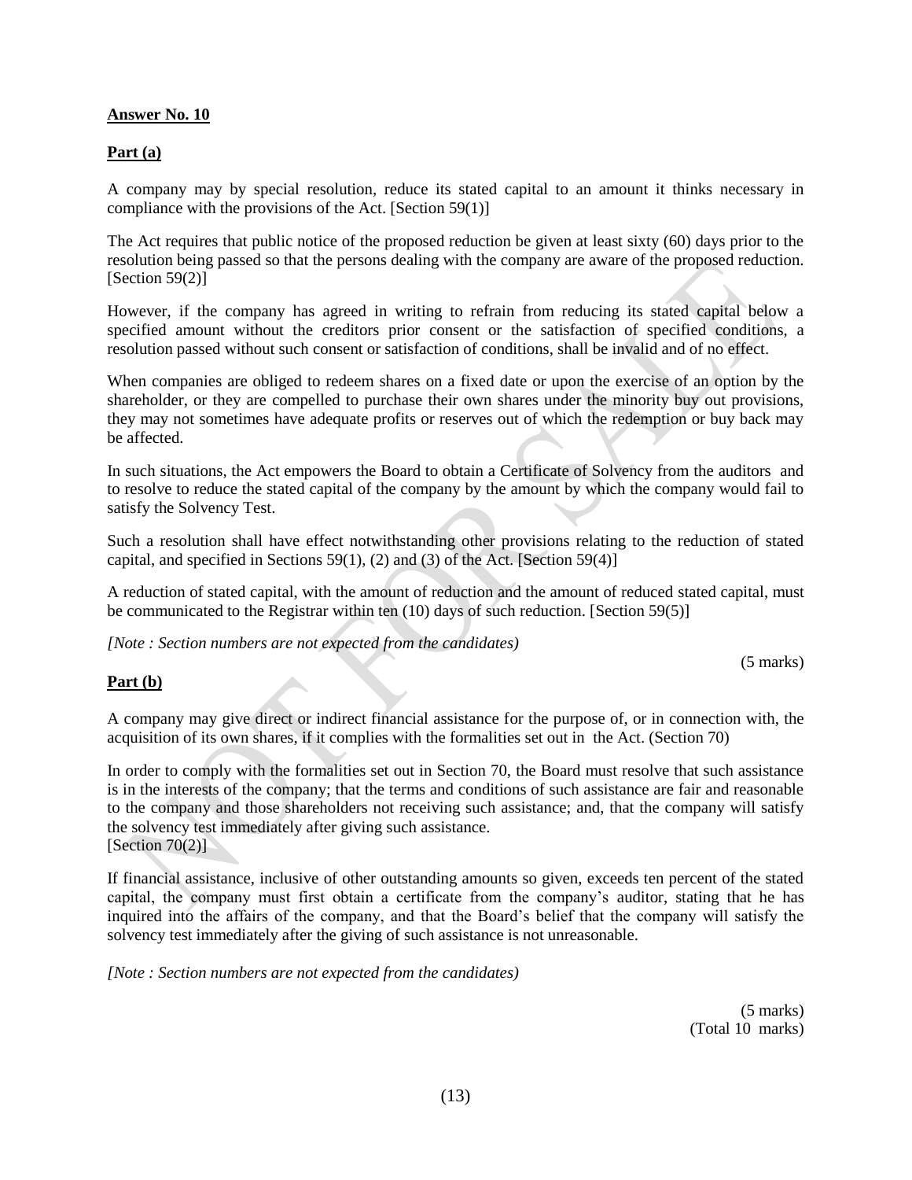**Answer No. 10**

**Part (a)**

A company may by special resolution, reduce its stated capital to an amount it thinks necessary in compliance with the provisions of the Act. [Section 59(1)]

The Act requires that public notice of the proposed reduction be given at least sixty (60) days prior to the resolution being passed so that the persons dealing with the company are aware of the proposed reduction. [Section 59(2)]

However, if the company has agreed in writing to refrain from reducing its stated capital below a specified amount without the creditors prior consent or the satisfaction of specified conditions, a resolution passed without such consent or satisfaction of conditions, shall be invalid and of no effect.

When companies are obliged to redeem shares on a fixed date or upon the exercise of an option by the shareholder, or they are compelled to purchase their own shares under the minority buy out provisions, they may not sometimes have adequate profits or reserves out of which the redemption or buy back may be affected.

In such situations, the Act empowers the Board to obtain a Certificate of Solvency from the auditors and to resolve to reduce the stated capital of the company by the amount by which the company would fail to satisfy the Solvency Test.

Such a resolution shall have effect notwithstanding other provisions relating to the reduction of stated capital, and specified in Sections 59(1), (2) and (3) of the Act. [Section 59(4)]

A reduction of stated capital, with the amount of reduction and the amount of reduced stated capital, must be communicated to the Registrar within ten (10) days of such reduction. [Section 59(5)]

*[Note : Section numbers are not expected from the candidates)*

(5 marks)

**Part (b)**

A company may give direct or indirect financial assistance for the purpose of, or in connection with, the acquisition of its own shares, if it complies with the formalities set out in the Act. (Section 70)

In order to comply with the formalities set out in Section 70, the Board must resolve that such assistance is in the interests of the company; that the terms and conditions of such assistance are fair and reasonable to the company and those shareholders not receiving such assistance; and, that the company will satisfy the solvency test immediately after giving such assistance.
[Section 70(2)]

If financial assistance, inclusive of other outstanding amounts so given, exceeds ten percent of the stated capital, the company must first obtain a certificate from the company's auditor, stating that he has inquired into the affairs of the company, and that the Board's belief that the company will satisfy the solvency test immediately after the giving of such assistance is not unreasonable.

*[Note : Section numbers are not expected from the candidates)*

(5 marks)
(Total 10 marks)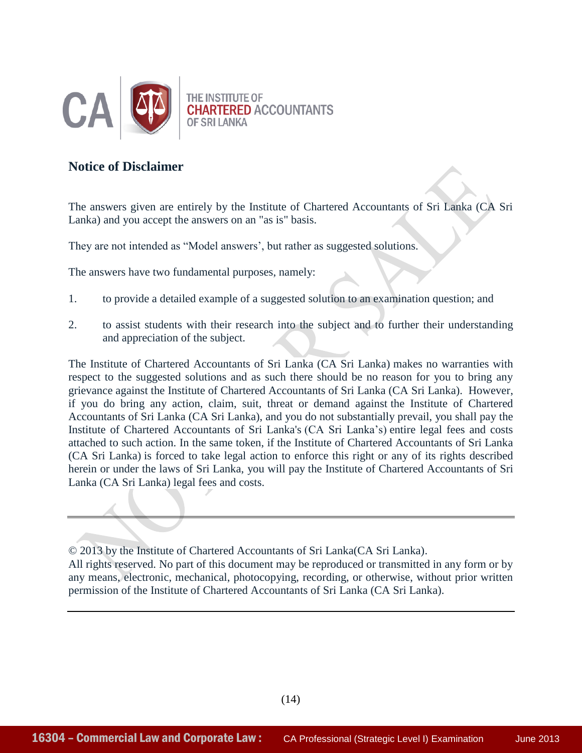THE INSTITUTE OF
CHARTERED ACCOUNTANTS
OF SRI LANKA

## Notice of Disclaimer

The answers given are entirely by the Institute of Chartered Accountants of Sri Lanka (CA Sri Lanka) and you accept the answers on an "as is" basis.

They are not intended as "Model answers', but rather as suggested solutions.

The answers have two fundamental purposes, namely:

1. to provide a detailed example of a suggested solution to an examination question; and

2. to assist students with their research into the subject and to further their understanding and appreciation of the subject.

The Institute of Chartered Accountants of Sri Lanka (CA Sri Lanka) makes no warranties with respect to the suggested solutions and as such there should be no reason for you to bring any grievance against the Institute of Chartered Accountants of Sri Lanka (CA Sri Lanka). However, if you do bring any action, claim, suit, threat or demand against the Institute of Chartered Accountants of Sri Lanka (CA Sri Lanka), and you do not substantially prevail, you shall pay the Institute of Chartered Accountants of Sri Lanka's (CA Sri Lanka's) entire legal fees and costs attached to such action. In the same token, if the Institute of Chartered Accountants of Sri Lanka (CA Sri Lanka) is forced to take legal action to enforce this right or any of its rights described herein or under the laws of Sri Lanka, you will pay the Institute of Chartered Accountants of Sri Lanka (CA Sri Lanka) legal fees and costs.

---

© 2013 by the Institute of Chartered Accountants of Sri Lanka(CA Sri Lanka).
All rights reserved. No part of this document may be reproduced or transmitted in any form or by any means, electronic, mechanical, photocopying, recording, or otherwise, without prior written permission of the Institute of Chartered Accountants of Sri Lanka (CA Sri Lanka).

---